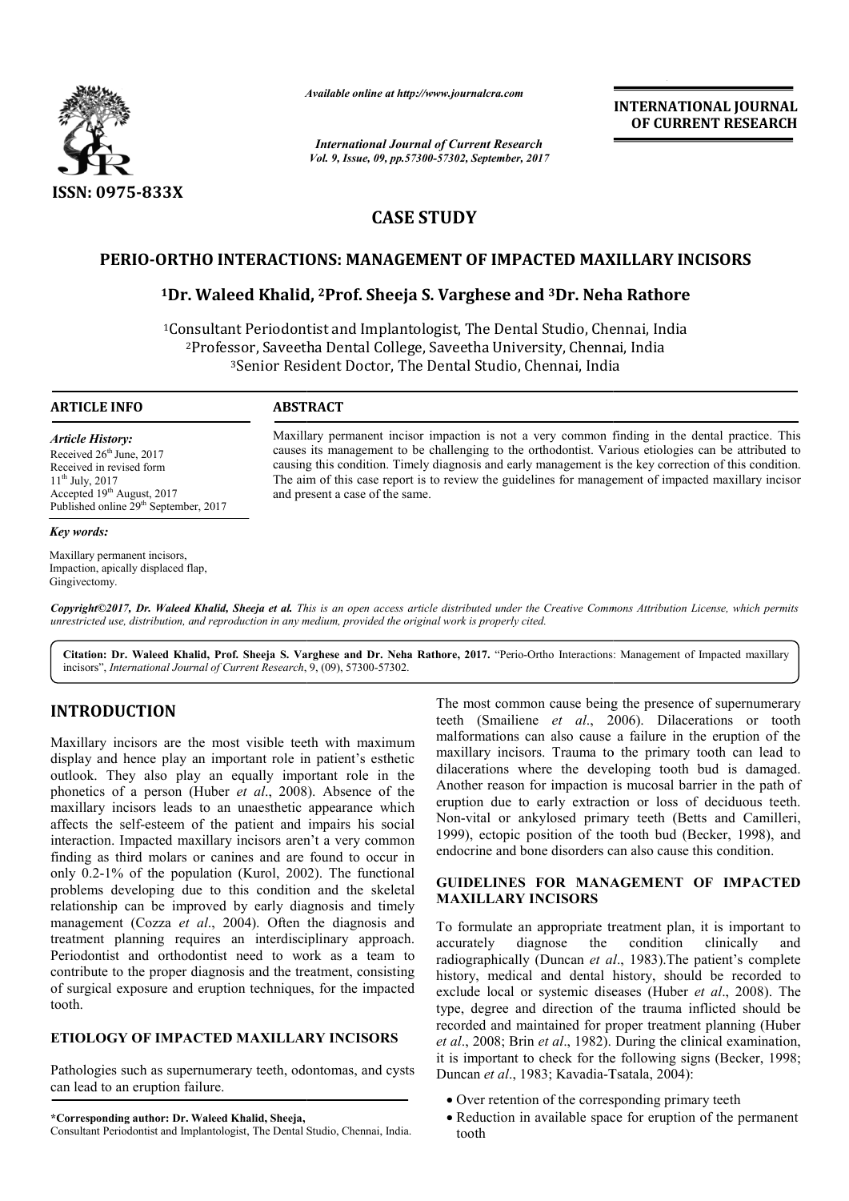ISSN: 0975-833X

*Available online at http://www.journalcra.com*

*International Journal of Current Research*
*Vol. 9, Issue, 09, pp.57300-57302, September, 2017*

**INTERNATIONAL JOURNAL OF CURRENT RESEARCH**

# CASE STUDY

# PERIO-ORTHO INTERACTIONS: MANAGEMENT OF IMPACTED MAXILLARY INCISORS

## [1]Dr. Waleed Khalid, [2]Prof. Sheeja S. Varghese and [3]Dr. Neha Rathore

[1]Consultant Periodontist and Implantologist, The Dental Studio, Chennai, India
[2]Professor, Saveetha Dental College, Saveetha University, Chennai, India
[3]Senior Resident Doctor, The Dental Studio, Chennai, India

**ARTICLE INFO**

*Article History:*

Received 26[th] June, 2017
Received in revised form
11[th] July, 2017
Accepted 19[th] August, 2017
Published online 29[th] September, 2017

*Key words:*

Maxillary permanent incisors, Impaction, apically displaced flap, Gingivectomy.

**ABSTRACT**

Maxillary permanent incisor impaction is not a very common finding in the dental practice. This causes its management to be challenging to the orthodontist. Various etiologies can be attributed to causing this condition. Timely diagnosis and early management is the key correction of this condition. The aim of this case report is to review the guidelines for management of impacted maxillary incisor and present a case of the same.

***Copyright©2017, Dr. Waleed Khalid, Sheeja et al.*** *This is an open access article distributed under the Creative Commons Attribution License, which permits unrestricted use, distribution, and reproduction in any medium, provided the original work is properly cited.*

**Citation: Dr. Waleed Khalid, Prof. Sheeja S. Varghese and Dr. Neha Rathore, 2017.** "Perio-Ortho Interactions: Management of Impacted maxillary incisors", *International Journal of Current Research*, 9, (09), 57300-57302.

## INTRODUCTION

Maxillary incisors are the most visible teeth with maximum display and hence play an important role in patient's esthetic outlook. They also play an equally important role in the phonetics of a person (Huber *et al*., 2008). Absence of the maxillary incisors leads to an unaesthetic appearance which affects the self-esteem of the patient and impairs his social interaction. Impacted maxillary incisors aren't a very common finding as third molars or canines and are found to occur in only 0.2-1% of the population (Kurol, 2002). The functional problems developing due to this condition and the skeletal relationship can be improved by early diagnosis and timely management (Cozza *et al*., 2004). Often the diagnosis and treatment planning requires an interdisciplinary approach. Periodontist and orthodontist need to work as a team to contribute to the proper diagnosis and the treatment, consisting of surgical exposure and eruption techniques, for the impacted tooth.

## ETIOLOGY OF IMPACTED MAXILLARY INCISORS

Pathologies such as supernumerary teeth, odontomas, and cysts can lead to an eruption failure.

The most common cause being the presence of supernumerary teeth (Smailiene *et al*., 2006). Dilacerations or tooth malformations can also cause a failure in the eruption of the maxillary incisors. Trauma to the primary tooth can lead to dilacerations where the developing tooth bud is damaged. Another reason for impaction is mucosal barrier in the path of eruption due to early extraction or loss of deciduous teeth. Non-vital or ankylosed primary teeth (Betts and Camilleri, 1999), ectopic position of the tooth bud (Becker, 1998), and endocrine and bone disorders can also cause this condition.

## GUIDELINES FOR MANAGEMENT OF IMPACTED MAXILLARY INCISORS

To formulate an appropriate treatment plan, it is important to accurately diagnose the condition clinically and radiographically (Duncan *et al*., 1983).The patient's complete history, medical and dental history, should be recorded to exclude local or systemic diseases (Huber *et al*., 2008). The type, degree and direction of the trauma inflicted should be recorded and maintained for proper treatment planning (Huber *et al*., 2008; Brin *et al*., 1982). During the clinical examination, it is important to check for the following signs (Becker, 1998; Duncan *et al*., 1983; Kavadia-Tsatala, 2004):

- Over retention of the corresponding primary teeth
- Reduction in available space for eruption of the permanent tooth

**\*Corresponding author: Dr. Waleed Khalid, Sheeja,**
Consultant Periodontist and Implantologist, The Dental Studio, Chennai, India.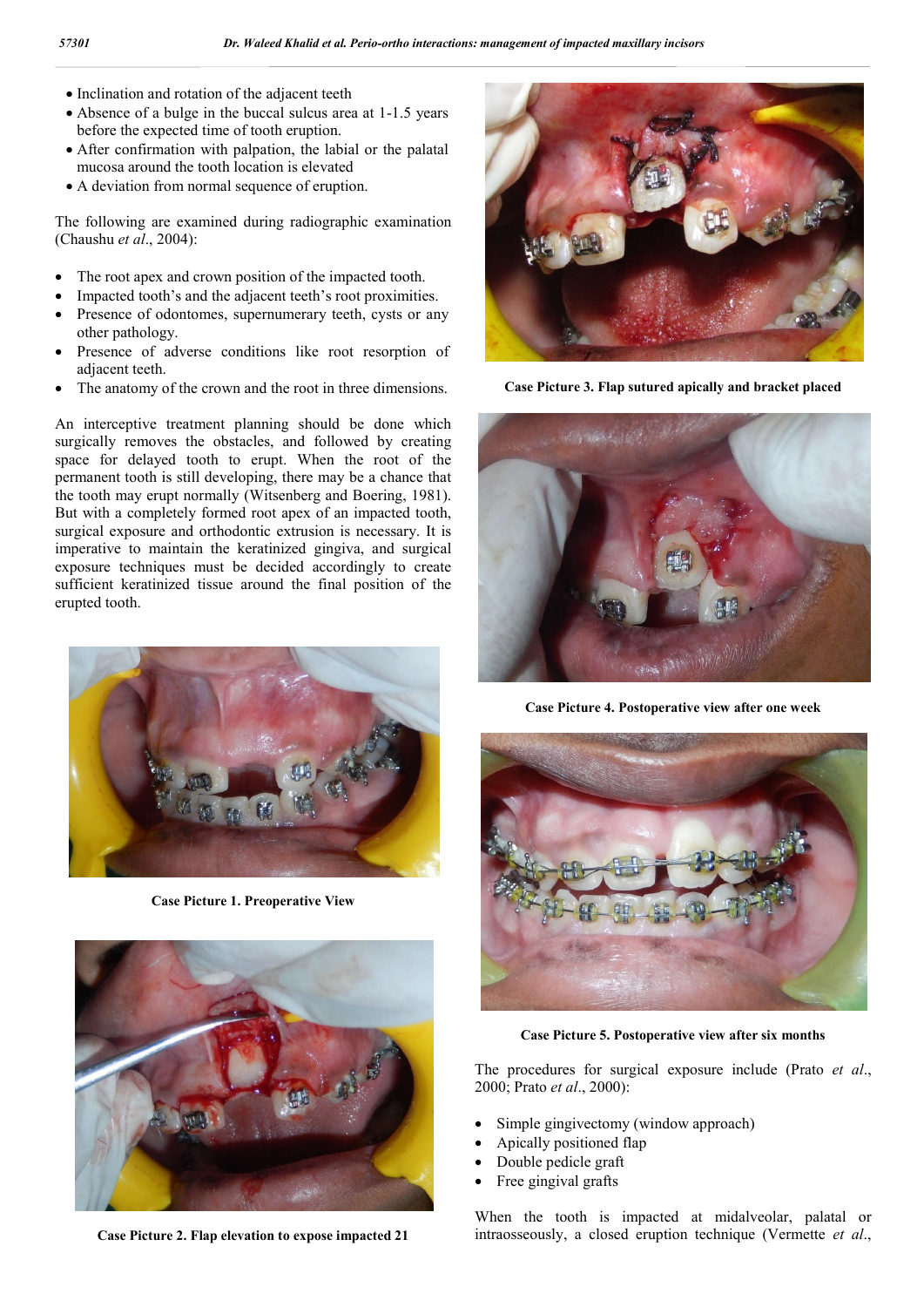- Inclination and rotation of the adjacent teeth
- Absence of a bulge in the buccal sulcus area at 1-1.5 years before the expected time of tooth eruption.
- After confirmation with palpation, the labial or the palatal mucosa around the tooth location is elevated
- A deviation from normal sequence of eruption.

The following are examined during radiographic examination (Chaushu *et al*., 2004):

- The root apex and crown position of the impacted tooth.
- Impacted tooth's and the adjacent teeth's root proximities.
- Presence of odontomes, supernumerary teeth, cysts or any other pathology.
- Presence of adverse conditions like root resorption of adjacent teeth.
- The anatomy of the crown and the root in three dimensions.

An interceptive treatment planning should be done which surgically removes the obstacles, and followed by creating space for delayed tooth to erupt. When the root of the permanent tooth is still developing, there may be a chance that the tooth may erupt normally (Witsenberg and Boering, 1981). But with a completely formed root apex of an impacted tooth, surgical exposure and orthodontic extrusion is necessary. It is imperative to maintain the keratinized gingiva, and surgical exposure techniques must be decided accordingly to create sufficient keratinized tissue around the final position of the erupted tooth.

**Case Picture 1. Preoperative View**

**Case Picture 2. Flap elevation to expose impacted 21**

**Case Picture 3. Flap sutured apically and bracket placed**

**Case Picture 4. Postoperative view after one week**

**Case Picture 5. Postoperative view after six months**

The procedures for surgical exposure include (Prato *et al*., 2000; Prato *et al*., 2000):

- Simple gingivectomy (window approach)
- Apically positioned flap
- Double pedicle graft
- Free gingival grafts

When the tooth is impacted at midalveolar, palatal or intraosseously, a closed eruption technique (Vermette *et al*.,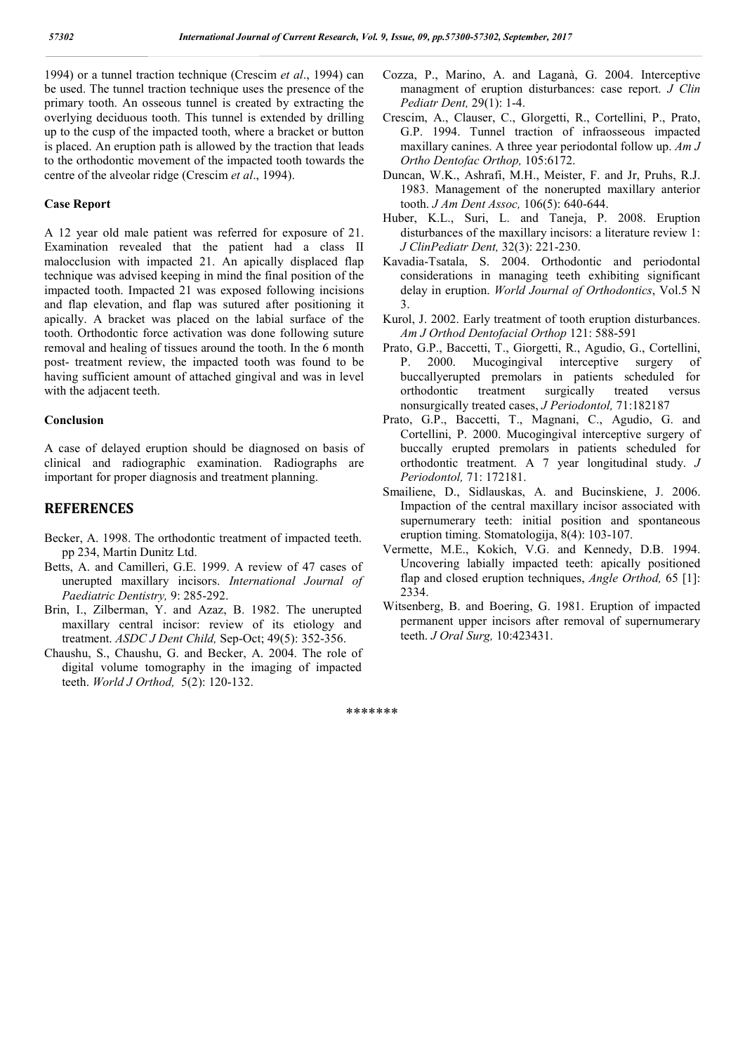1994) or a tunnel traction technique (Crescim *et al*., 1994) can be used. The tunnel traction technique uses the presence of the primary tooth. An osseous tunnel is created by extracting the overlying deciduous tooth. This tunnel is extended by drilling up to the cusp of the impacted tooth, where a bracket or button is placed. An eruption path is allowed by the traction that leads to the orthodontic movement of the impacted tooth towards the centre of the alveolar ridge (Crescim *et al*., 1994).

### Case Report

A 12 year old male patient was referred for exposure of 21. Examination revealed that the patient had a class II malocclusion with impacted 21. An apically displaced flap technique was advised keeping in mind the final position of the impacted tooth. Impacted 21 was exposed following incisions and flap elevation, and flap was sutured after positioning it apically. A bracket was placed on the labial surface of the tooth. Orthodontic force activation was done following suture removal and healing of tissues around the tooth. In the 6 month post- treatment review, the impacted tooth was found to be having sufficient amount of attached gingival and was in level with the adjacent teeth.

### Conclusion

A case of delayed eruption should be diagnosed on basis of clinical and radiographic examination. Radiographs are important for proper diagnosis and treatment planning.

## REFERENCES

Becker, A. 1998. The orthodontic treatment of impacted teeth. pp 234, Martin Dunitz Ltd.

Betts, A. and Camilleri, G.E. 1999. A review of 47 cases of unerupted maxillary incisors. *International Journal of Paediatric Dentistry,* 9: 285-292.

Brin, I., Zilberman, Y. and Azaz, B. 1982. The unerupted maxillary central incisor: review of its etiology and treatment. *ASDC J Dent Child,* Sep-Oct; 49(5): 352-356.

Chaushu, S., Chaushu, G. and Becker, A. 2004. The role of digital volume tomography in the imaging of impacted teeth. *World J Orthod,* 5(2): 120-132.

Cozza, P., Marino, A. and Laganà, G. 2004. Interceptive managment of eruption disturbances: case report. *J Clin Pediatr Dent,* 29(1): 1-4.

Crescim, A., Clauser, C., Glorgetti, R., Cortellini, P., Prato, G.P. 1994. Tunnel traction of infraosseous impacted maxillary canines. A three year periodontal follow up. *Am J Ortho Dentofac Orthop,* 105:6172.

Duncan, W.K., Ashrafi, M.H., Meister, F. and Jr, Pruhs, R.J. 1983. Management of the nonerupted maxillary anterior tooth. *J Am Dent Assoc,* 106(5): 640-644.

Huber, K.L., Suri, L. and Taneja, P. 2008. Eruption disturbances of the maxillary incisors: a literature review 1: *J ClinPediatr Dent,* 32(3): 221-230.

Kavadia-Tsatala, S. 2004. Orthodontic and periodontal considerations in managing teeth exhibiting significant delay in eruption. *World Journal of Orthodontics*, Vol.5 N 3.

Kurol, J. 2002. Early treatment of tooth eruption disturbances. *Am J Orthod Dentofacial Orthop* 121: 588-591

Prato, G.P., Baccetti, T., Giorgetti, R., Agudio, G., Cortellini, P. 2000. Mucogingival interceptive surgery of buccallyerupted premolars in patients scheduled for orthodontic treatment surgically treated versus nonsurgically treated cases, *J Periodontol,* 71:182187

Prato, G.P., Baccetti, T., Magnani, C., Agudio, G. and Cortellini, P. 2000. Mucogingival interceptive surgery of buccally erupted premolars in patients scheduled for orthodontic treatment. A 7 year longitudinal study. *J Periodontol,* 71: 172181.

Smailiene, D., Sidlauskas, A. and Bucinskiene, J. 2006. Impaction of the central maxillary incisor associated with supernumerary teeth: initial position and spontaneous eruption timing. Stomatologija, 8(4): 103-107.

Vermette, M.E., Kokich, V.G. and Kennedy, D.B. 1994. Uncovering labially impacted teeth: apically positioned flap and closed eruption techniques, *Angle Orthod,* 65 [1]: 2334.

Witsenberg, B. and Boering, G. 1981. Eruption of impacted permanent upper incisors after removal of supernumerary teeth. *J Oral Surg,* 10:423431.

*******